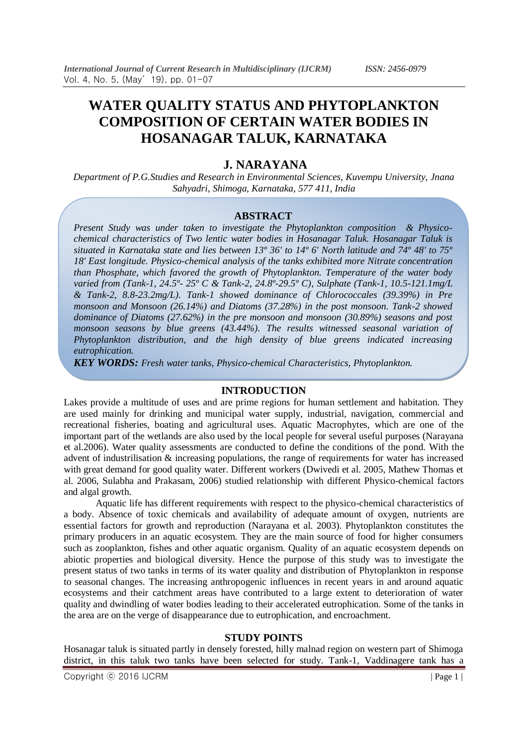# WATER QUALITY STATUS AND PHYTOPLANKTON COMPOSITION OF CERTAIN WATER BODIES IN HOSANAGAR TALUK, KARNATAKA

## J. NARAYANA

*Department of P.G.Studies and Research in Environmental Sciences, Kuvempu University, Jnana Sahyadri, Shimoga, Karnataka, 577 411, India*

### ABSTRACT

*Present Study was under taken to investigate the Phytoplankton composition & Physico-chemical characteristics of Two lentic water bodies in Hosanagar Taluk. Hosanagar Taluk is situated in Karnataka state and lies between 13º 36' to 14º 6' North latitude and 74º 48' to 75º 18' East longitude. Physico-chemical analysis of the tanks exhibited more Nitrate concentration than Phosphate, which favored the growth of Phytoplankton. Temperature of the water body varied from (Tank-1, 24.5º- 25º C & Tank-2, 24.8º-29.5º C), Sulphate (Tank-1, 10.5-121.1mg/L & Tank-2, 8.8-23.2mg/L). Tank-1 showed dominance of Chlorococcales (39.39%) in Pre monsoon and Monsoon (26.14%) and Diatoms (37.28%) in the post monsoon. Tank-2 showed dominance of Diatoms (27.62%) in the pre monsoon and monsoon (30.89%) seasons and post monsoon seasons by blue greens (43.44%). The results witnessed seasonal variation of Phytoplankton distribution, and the high density of blue greens indicated increasing eutrophication.*

***KEY WORDS:*** *Fresh water tanks, Physico-chemical Characteristics, Phytoplankton.*

### INTRODUCTION

Lakes provide a multitude of uses and are prime regions for human settlement and habitation. They are used mainly for drinking and municipal water supply, industrial, navigation, commercial and recreational fisheries, boating and agricultural uses. Aquatic Macrophytes, which are one of the important part of the wetlands are also used by the local people for several useful purposes (Narayana et al.2006). Water quality assessments are conducted to define the conditions of the pond. With the advent of industrilisation & increasing populations, the range of requirements for water has increased with great demand for good quality water. Different workers (Dwivedi et al. 2005, Mathew Thomas et al. 2006, Sulabha and Prakasam, 2006) studied relationship with different Physico-chemical factors and algal growth.

Aquatic life has different requirements with respect to the physico-chemical characteristics of a body. Absence of toxic chemicals and availability of adequate amount of oxygen, nutrients are essential factors for growth and reproduction (Narayana et al. 2003). Phytoplankton constitutes the primary producers in an aquatic ecosystem. They are the main source of food for higher consumers such as zooplankton, fishes and other aquatic organism. Quality of an aquatic ecosystem depends on abiotic properties and biological diversity. Hence the purpose of this study was to investigate the present status of two tanks in terms of its water quality and distribution of Phytoplankton in response to seasonal changes. The increasing anthropogenic influences in recent years in and around aquatic ecosystems and their catchment areas have contributed to a large extent to deterioration of water quality and dwindling of water bodies leading to their accelerated eutrophication. Some of the tanks in the area are on the verge of disappearance due to eutrophication, and encroachment.

### STUDY POINTS

Hosanagar taluk is situated partly in densely forested, hilly malnad region on western part of Shimoga district, in this taluk two tanks have been selected for study. Tank-1, Vaddinagere tank has a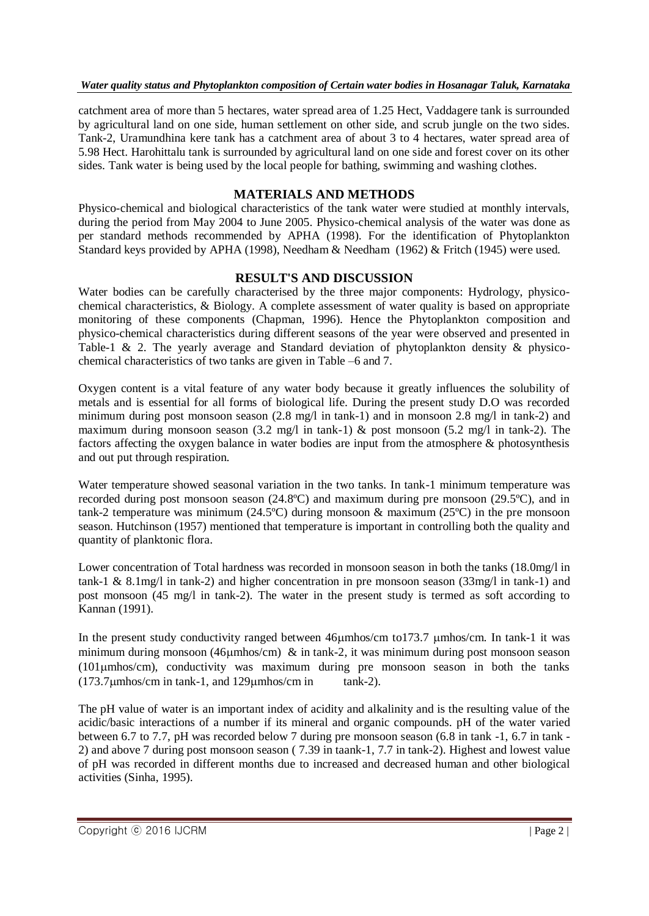catchment area of more than 5 hectares, water spread area of 1.25 Hect, Vaddagere tank is surrounded by agricultural land on one side, human settlement on other side, and scrub jungle on the two sides. Tank-2, Uramundhina kere tank has a catchment area of about 3 to 4 hectares, water spread area of 5.98 Hect. Harohittalu tank is surrounded by agricultural land on one side and forest cover on its other sides. Tank water is being used by the local people for bathing, swimming and washing clothes.

## MATERIALS AND METHODS

Physico-chemical and biological characteristics of the tank water were studied at monthly intervals, during the period from May 2004 to June 2005. Physico-chemical analysis of the water was done as per standard methods recommended by APHA (1998). For the identification of Phytoplankton Standard keys provided by APHA (1998), Needham & Needham (1962) & Fritch (1945) were used.

## RESULT'S AND DISCUSSION

Water bodies can be carefully characterised by the three major components: Hydrology, physico-chemical characteristics, & Biology. A complete assessment of water quality is based on appropriate monitoring of these components (Chapman, 1996). Hence the Phytoplankton composition and physico-chemical characteristics during different seasons of the year were observed and presented in Table-1 & 2. The yearly average and Standard deviation of phytoplankton density & physico-chemical characteristics of two tanks are given in Table –6 and 7.

Oxygen content is a vital feature of any water body because it greatly influences the solubility of metals and is essential for all forms of biological life. During the present study D.O was recorded minimum during post monsoon season (2.8 mg/l in tank-1) and in monsoon 2.8 mg/l in tank-2) and maximum during monsoon season (3.2 mg/l in tank-1) & post monsoon (5.2 mg/l in tank-2). The factors affecting the oxygen balance in water bodies are input from the atmosphere & photosynthesis and out put through respiration.

Water temperature showed seasonal variation in the two tanks. In tank-1 minimum temperature was recorded during post monsoon season (24.8ºC) and maximum during pre monsoon (29.5ºC), and in tank-2 temperature was minimum (24.5ºC) during monsoon & maximum (25ºC) in the pre monsoon season. Hutchinson (1957) mentioned that temperature is important in controlling both the quality and quantity of planktonic flora.

Lower concentration of Total hardness was recorded in monsoon season in both the tanks (18.0mg/l in tank-1 & 8.1mg/l in tank-2) and higher concentration in pre monsoon season (33mg/l in tank-1) and post monsoon (45 mg/l in tank-2). The water in the present study is termed as soft according to Kannan (1991).

In the present study conductivity ranged between 46μmhos/cm to173.7 μmhos/cm. In tank-1 it was minimum during monsoon (46μmhos/cm) & in tank-2, it was minimum during post monsoon season (101μmhos/cm), conductivity was maximum during pre monsoon season in both the tanks (173.7μmhos/cm in tank-1, and 129μmhos/cm in tank-2).

The pH value of water is an important index of acidity and alkalinity and is the resulting value of the acidic/basic interactions of a number if its mineral and organic compounds. pH of the water varied between 6.7 to 7.7, pH was recorded below 7 during pre monsoon season (6.8 in tank -1, 6.7 in tank -2) and above 7 during post monsoon season ( 7.39 in taank-1, 7.7 in tank-2). Highest and lowest value of pH was recorded in different months due to increased and decreased human and other biological activities (Sinha, 1995).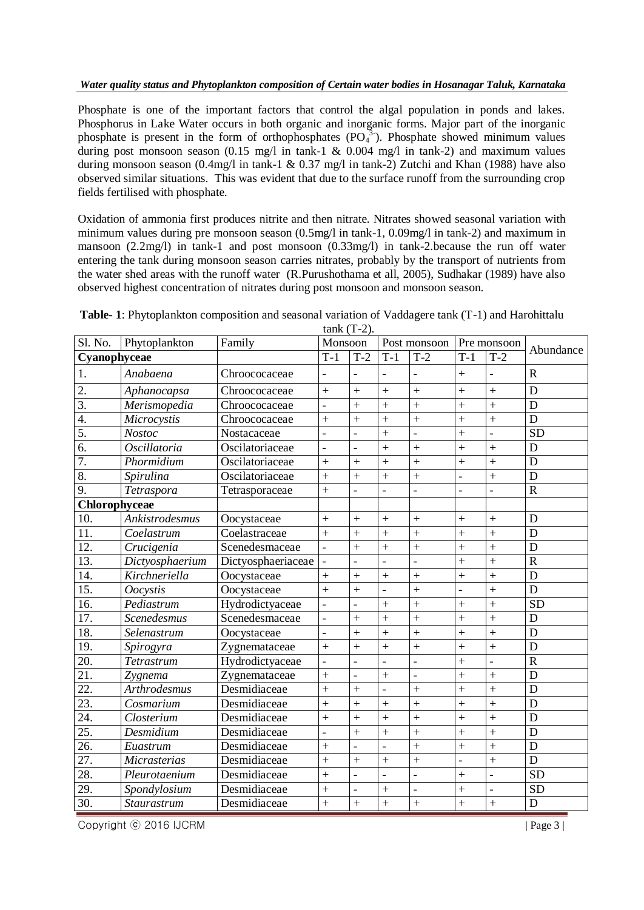Phosphate is one of the important factors that control the algal population in ponds and lakes. Phosphorus in Lake Water occurs in both organic and inorganic forms. Major part of the inorganic phosphate is present in the form of orthophosphates ($PO_4^{3-}$). Phosphate showed minimum values during post monsoon season (0.15 mg/l in tank-1 & 0.004 mg/l in tank-2) and maximum values during monsoon season (0.4mg/l in tank-1 & 0.37 mg/l in tank-2) Zutchi and Khan (1988) have also observed similar situations. This was evident that due to the surface runoff from the surrounding crop fields fertilised with phosphate.

Oxidation of ammonia first produces nitrite and then nitrate. Nitrates showed seasonal variation with minimum values during pre monsoon season (0.5mg/l in tank-1, 0.09mg/l in tank-2) and maximum in mansoon (2.2mg/l) in tank-1 and post monsoon (0.33mg/l) in tank-2.because the run off water entering the tank during monsoon season carries nitrates, probably by the transport of nutrients from the water shed areas with the runoff water (R.Purushothama et all, 2005), Sudhakar (1989) have also observed highest concentration of nitrates during post monsoon and monsoon season.

**Table- 1**: Phytoplankton composition and seasonal variation of Vaddagere tank (T-1) and Harohittalu tank (T-2).

| Sl. No. | Phytoplankton | Family | Monsoon | | Post monsoon | | Pre monsoon | | Abundance |
|---|---|---|---|---|---|---|---|---|---|
| **Cyanophyceae** | | | T-1 | T-2 | T-1 | T-2 | T-1 | T-2 | |
| 1. | *Anabaena* | Chroococaceae | - | - | - | - | + | - | R |
| 2. | *Aphanocapsa* | Chroococaceae | + | + | + | + | + | + | D |
| 3. | *Merismopedia* | Chroococaceae | - | + | + | + | + | + | D |
| 4. | *Microcystis* | Chroococaceae | + | + | + | + | + | + | D |
| 5. | *Nostoc* | Nostacaceae | - | - | + | - | + | - | SD |
| 6. | *Oscillatoria* | Oscilatoriaceae | - | - | + | + | + | + | D |
| 7. | *Phormidium* | Oscilatoriaceae | + | + | + | + | + | + | D |
| 8. | *Spirulina* | Oscilatoriaceae | + | + | + | + | - | + | D |
| 9. | *Tetraspora* | Tetrasporaceae | + | - | - | - | - | - | R |
| **Chlorophyceae** | | | | | | | | | |
| 10. | *Ankistrodesmus* | Oocystaceae | + | + | + | + | + | + | D |
| 11. | *Coelastrum* | Coelastraceae | + | + | + | + | + | + | D |
| 12. | *Crucigenia* | Scenedesmaceae | - | + | + | + | + | + | D |
| 13. | *Dictyosphaerium* | Dictyosphaeriaceae | - | - | - | - | + | + | R |
| 14. | *Kirchneriella* | Oocystaceae | + | + | + | + | + | + | D |
| 15. | *Oocystis* | Oocystaceae | + | + | - | + | - | + | D |
| 16. | *Pediastrum* | Hydrodictyaceae | - | - | + | + | + | + | SD |
| 17. | *Scenedesmus* | Scenedesmaceae | - | + | + | + | + | + | D |
| 18. | *Selenastrum* | Oocystaceae | - | + | + | + | + | + | D |
| 19. | *Spirogyra* | Zygnemataceae | + | + | + | + | + | + | D |
| 20. | *Tetrastrum* | Hydrodictyaceae | - | - | - | - | + | - | R |
| 21. | *Zygnema* | Zygnemataceae | + | - | + | - | + | + | D |
| 22. | *Arthrodesmus* | Desmidiaceae | + | + | - | + | + | + | D |
| 23. | *Cosmarium* | Desmidiaceae | + | + | + | + | + | + | D |
| 24. | *Closterium* | Desmidiaceae | + | + | + | + | + | + | D |
| 25. | *Desmidium* | Desmidiaceae | - | + | + | + | + | + | D |
| 26. | *Euastrum* | Desmidiaceae | + | - | - | + | + | + | D |
| 27. | *Micrasterias* | Desmidiaceae | + | + | + | + | - | + | D |
| 28. | *Pleurotaenium* | Desmidiaceae | + | - | - | - | + | - | SD |
| 29. | *Spondylosium* | Desmidiaceae | + | - | + | - | + | - | SD |
| 30. | *Staurastrum* | Desmidiaceae | + | + | + | + | + | + | D |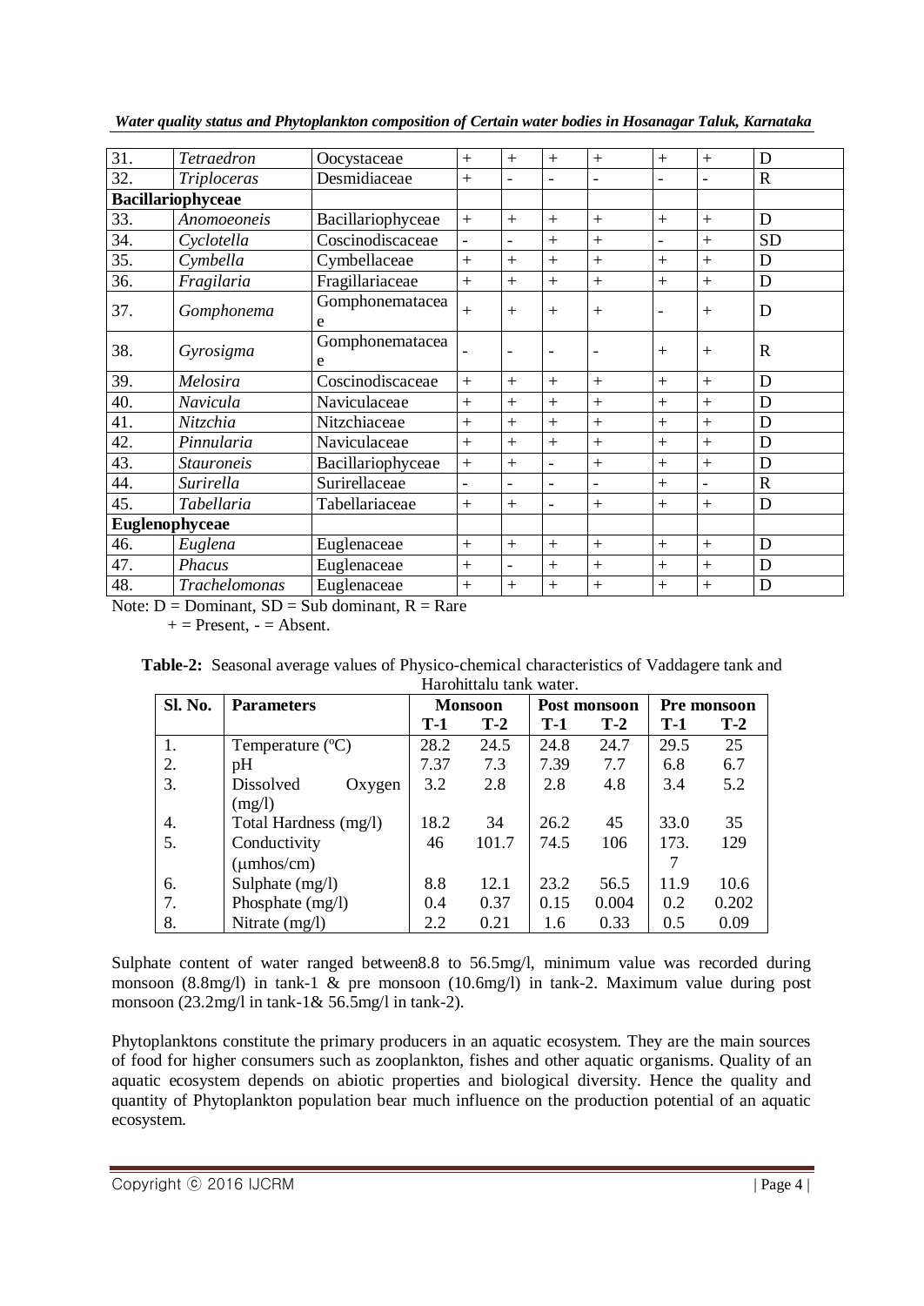| 31. | *Tetraedron* | Oocystaceae | + | + | + | + | + | + | D |
|---|---|---|---|---|---|---|---|---|---|
| 32. | *Triploceras* | Desmidiaceae | + | - | - | - | - | - | R |
| **Bacillariophyceae** | | | | | | | | | |
| 33. | *Anomoeoneis* | Bacillariophyceae | + | + | + | + | + | + | D |
| 34. | *Cyclotella* | Coscinodiscaceae | - | - | + | + | - | + | SD |
| 35. | *Cymbella* | Cymbellaceae | + | + | + | + | + | + | D |
| 36. | *Fragilaria* | Fragillariaceae | + | + | + | + | + | + | D |
| 37. | *Gomphonema* | Gomphonemataceae | + | + | + | + | - | + | D |
| 38. | *Gyrosigma* | Gomphonemataceae | - | - | - | - | + | + | R |
| 39. | *Melosira* | Coscinodiscaceae | + | + | + | + | + | + | D |
| 40. | *Navicula* | Naviculaceae | + | + | + | + | + | + | D |
| 41. | *Nitzchia* | Nitzchiaceae | + | + | + | + | + | + | D |
| 42. | *Pinnularia* | Naviculaceae | + | + | + | + | + | + | D |
| 43. | *Stauroneis* | Bacillariophyceae | + | + | - | + | + | + | D |
| 44. | *Surirella* | Surirellaceae | - | - | - | - | + | - | R |
| 45. | *Tabellaria* | Tabellariaceae | + | + | - | + | + | + | D |
| **Euglenophyceae** | | | | | | | | | |
| 46. | *Euglena* | Euglenaceae | + | + | + | + | + | + | D |
| 47. | *Phacus* | Euglenaceae | + | - | + | + | + | + | D |
| 48. | *Trachelomonas* | Euglenaceae | + | + | + | + | + | + | D |

Note: D = Dominant, SD = Sub dominant, R = Rare
+ = Present, - = Absent.

**Table-2:** Seasonal average values of Physico-chemical characteristics of Vaddagere tank and Harohittalu tank water.

| Sl. No. | Parameters | Monsoon | | Post monsoon | | Pre monsoon | |
|---|---|---|---|---|---|---|---|
| | | **T-1** | **T-2** | **T-1** | **T-2** | **T-1** | **T-2** |
| 1. | Temperature (ºC) | 28.2 | 24.5 | 24.8 | 24.7 | 29.5 | 25 |
| 2. | pH | 7.37 | 7.3 | 7.39 | 7.7 | 6.8 | 6.7 |
| 3. | Dissolved Oxygen (mg/l) | 3.2 | 2.8 | 2.8 | 4.8 | 3.4 | 5.2 |
| 4. | Total Hardness (mg/l) | 18.2 | 34 | 26.2 | 45 | 33.0 | 35 |
| 5. | Conductivity (μmhos/cm) | 46 | 101.7 | 74.5 | 106 | 173.7 | 129 |
| 6. | Sulphate (mg/l) | 8.8 | 12.1 | 23.2 | 56.5 | 11.9 | 10.6 |
| 7. | Phosphate (mg/l) | 0.4 | 0.37 | 0.15 | 0.004 | 0.2 | 0.202 |
| 8. | Nitrate (mg/l) | 2.2 | 0.21 | 1.6 | 0.33 | 0.5 | 0.09 |

Sulphate content of water ranged between8.8 to 56.5mg/l, minimum value was recorded during monsoon (8.8mg/l) in tank-1 & pre monsoon (10.6mg/l) in tank-2. Maximum value during post monsoon (23.2mg/l in tank-1& 56.5mg/l in tank-2).

Phytoplanktons constitute the primary producers in an aquatic ecosystem. They are the main sources of food for higher consumers such as zooplankton, fishes and other aquatic organisms. Quality of an aquatic ecosystem depends on abiotic properties and biological diversity. Hence the quality and quantity of Phytoplankton population bear much influence on the production potential of an aquatic ecosystem.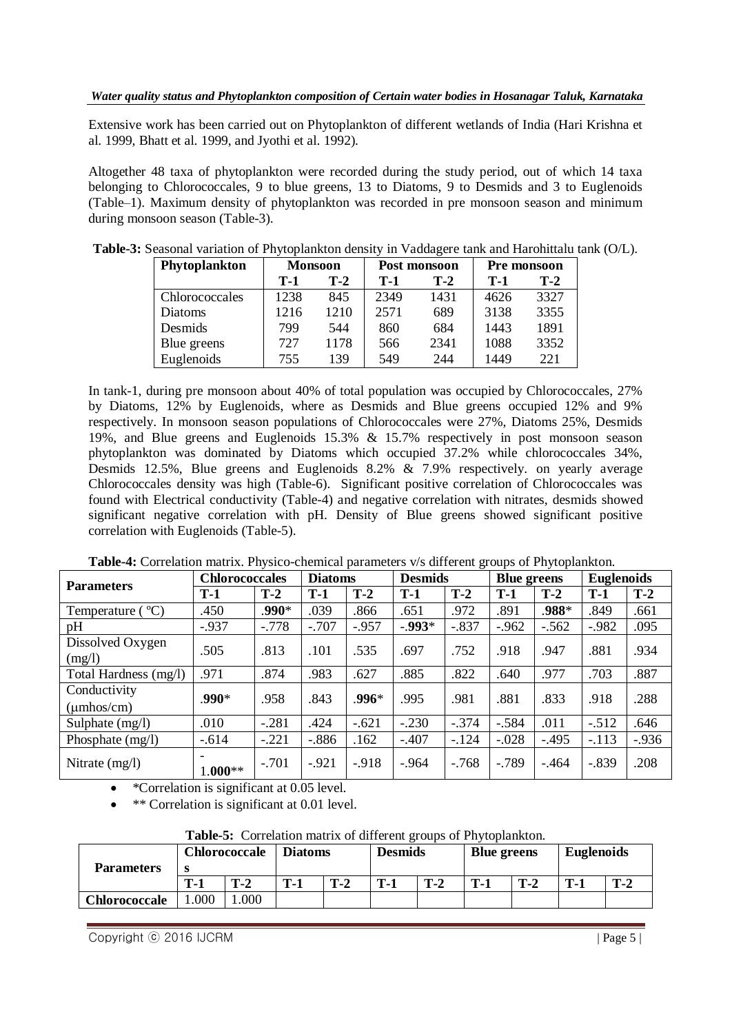Extensive work has been carried out on Phytoplankton of different wetlands of India (Hari Krishna et al. 1999, Bhatt et al. 1999, and Jyothi et al. 1992).

Altogether 48 taxa of phytoplankton were recorded during the study period, out of which 14 taxa belonging to Chlorococcales, 9 to blue greens, 13 to Diatoms, 9 to Desmids and 3 to Euglenoids (Table–1). Maximum density of phytoplankton was recorded in pre monsoon season and minimum during monsoon season (Table-3).

**Table-3:** Seasonal variation of Phytoplankton density in Vaddagere tank and Harohittalu tank (O/L).

| Phytoplankton | Monsoon | | Post monsoon | | Pre monsoon | |
|---|---|---|---|---|---|---|
| | T-1 | T-2 | T-1 | T-2 | T-1 | T-2 |
| Chlorococcales | 1238 | 845 | 2349 | 1431 | 4626 | 3327 |
| Diatoms | 1216 | 1210 | 2571 | 689 | 3138 | 3355 |
| Desmids | 799 | 544 | 860 | 684 | 1443 | 1891 |
| Blue greens | 727 | 1178 | 566 | 2341 | 1088 | 3352 |
| Euglenoids | 755 | 139 | 549 | 244 | 1449 | 221 |

In tank-1, during pre monsoon about 40% of total population was occupied by Chlorococcales, 27% by Diatoms, 12% by Euglenoids, where as Desmids and Blue greens occupied 12% and 9% respectively. In monsoon season populations of Chlorococcales were 27%, Diatoms 25%, Desmids 19%, and Blue greens and Euglenoids 15.3% & 15.7% respectively in post monsoon season phytoplankton was dominated by Diatoms which occupied 37.2% while chlorococcales 34%, Desmids 12.5%, Blue greens and Euglenoids 8.2% & 7.9% respectively. on yearly average Chlorococcales density was high (Table-6). Significant positive correlation of Chlorococcales was found with Electrical conductivity (Table-4) and negative correlation with nitrates, desmids showed significant negative correlation with pH. Density of Blue greens showed significant positive correlation with Euglenoids (Table-5).

**Table-4:** Correlation matrix. Physico-chemical parameters v/s different groups of Phytoplankton.

| Parameters | Chlorococcales | | Diatoms | | Desmids | | Blue greens | | Euglenoids | |
|---|---|---|---|---|---|---|---|---|---|---|
| | T-1 | T-2 | T-1 | T-2 | T-1 | T-2 | T-1 | T-2 | T-1 | T-2 |
| Temperature ( °C) | .450 | **.990*** | .039 | .866 | .651 | .972 | .891 | **.988*** | .849 | .661 |
| pH | -.937 | -.778 | -.707 | -.957 | **-.993*** | -.837 | -.962 | -.562 | -.982 | .095 |
| Dissolved Oxygen (mg/l) | .505 | .813 | .101 | .535 | .697 | .752 | .918 | .947 | .881 | .934 |
| Total Hardness (mg/l) | .971 | .874 | .983 | .627 | .885 | .822 | .640 | .977 | .703 | .887 |
| Conductivity (μmhos/cm) | **.990*** | .958 | .843 | **.996*** | .995 | .981 | .881 | .833 | .918 | .288 |
| Sulphate (mg/l) | .010 | -.281 | .424 | -.621 | -.230 | -.374 | -.584 | .011 | -.512 | .646 |
| Phosphate (mg/l) | -.614 | -.221 | -.886 | .162 | -.407 | -.124 | -.028 | -.495 | -.113 | -.936 |
| Nitrate (mg/l) | **-1.000**** | -.701 | -.921 | -.918 | -.964 | -.768 | -.789 | -.464 | -.839 | .208 |

- *Correlation is significant at 0.05 level.
- ** Correlation is significant at 0.01 level.

**Table-5:** Correlation matrix of different groups of Phytoplankton.

| Parameters | Chlorococcales | | Diatoms | | Desmids | | Blue greens | | Euglenoids | |
|---|---|---|---|---|---|---|---|---|---|---|
| | T-1 | T-2 | T-1 | T-2 | T-1 | T-2 | T-1 | T-2 | T-1 | T-2 |
| **Chlorococcale** | 1.000 | 1.000 | | | | | | | | |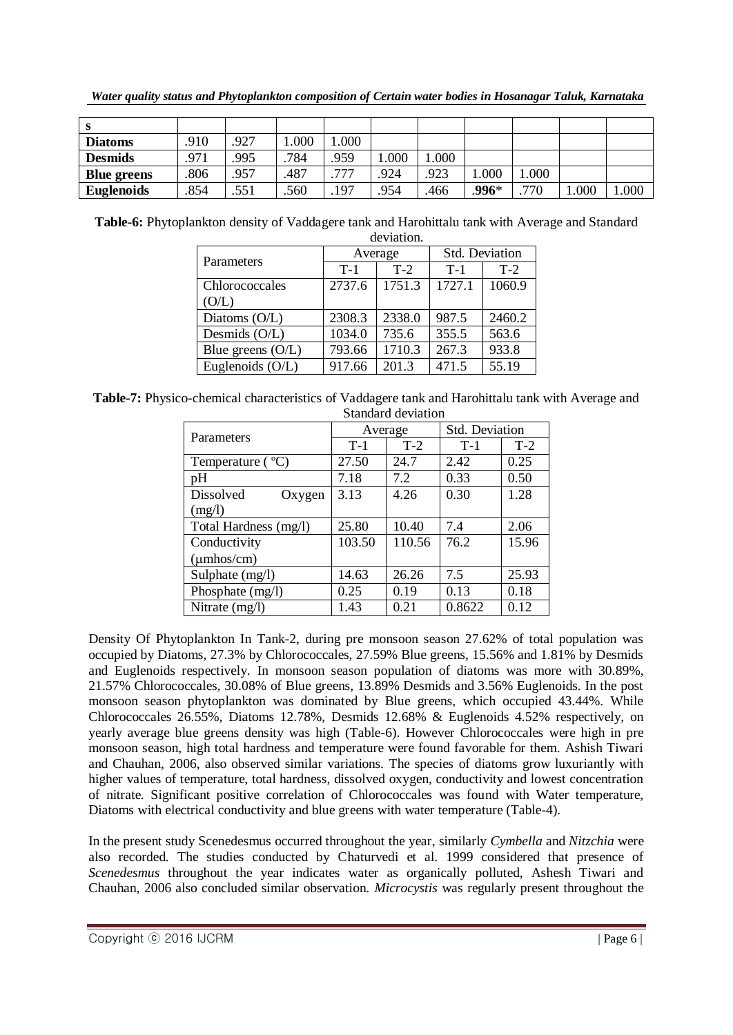| s | | | | | | | | | | |
|---|---|---|---|---|---|---|---|---|---|---|
| **Diatoms** | .910 | .927 | 1.000 | 1.000 | | | | | | |
| **Desmids** | .971 | .995 | .784 | .959 | 1.000 | 1.000 | | | | |
| **Blue greens** | .806 | .957 | .487 | .777 | .924 | .923 | 1.000 | 1.000 | | |
| **Euglenoids** | .854 | .551 | .560 | .197 | .954 | .466 | **.996*** | .770 | 1.000 | 1.000 |

**Table-6:** Phytoplankton density of Vaddagere tank and Harohittalu tank with Average and Standard deviation.

| Parameters | Average | | Std. Deviation | |
|---|---|---|---|---|
| | T-1 | T-2 | T-1 | T-2 |
| Chlorococcales (O/L) | 2737.6 | 1751.3 | 1727.1 | 1060.9 |
| Diatoms (O/L) | 2308.3 | 2338.0 | 987.5 | 2460.2 |
| Desmids (O/L) | 1034.0 | 735.6 | 355.5 | 563.6 |
| Blue greens (O/L) | 793.66 | 1710.3 | 267.3 | 933.8 |
| Euglenoids (O/L) | 917.66 | 201.3 | 471.5 | 55.19 |

**Table-7:** Physico-chemical characteristics of Vaddagere tank and Harohittalu tank with Average and Standard deviation

| Parameters | Average | | Std. Deviation | |
|---|---|---|---|---|
| | T-1 | T-2 | T-1 | T-2 |
| Temperature ( ºC) | 27.50 | 24.7 | 2.42 | 0.25 |
| pH | 7.18 | 7.2 | 0.33 | 0.50 |
| Dissolved Oxygen (mg/l) | 3.13 | 4.26 | 0.30 | 1.28 |
| Total Hardness (mg/l) | 25.80 | 10.40 | 7.4 | 2.06 |
| Conductivity (μmhos/cm) | 103.50 | 110.56 | 76.2 | 15.96 |
| Sulphate (mg/l) | 14.63 | 26.26 | 7.5 | 25.93 |
| Phosphate (mg/l) | 0.25 | 0.19 | 0.13 | 0.18 |
| Nitrate (mg/l) | 1.43 | 0.21 | 0.8622 | 0.12 |

Density Of Phytoplankton In Tank-2, during pre monsoon season 27.62% of total population was occupied by Diatoms, 27.3% by Chlorococcales, 27.59% Blue greens, 15.56% and 1.81% by Desmids and Euglenoids respectively. In monsoon season population of diatoms was more with 30.89%, 21.57% Chlorococcales, 30.08% of Blue greens, 13.89% Desmids and 3.56% Euglenoids. In the post monsoon season phytoplankton was dominated by Blue greens, which occupied 43.44%. While Chlorococcales 26.55%, Diatoms 12.78%, Desmids 12.68% & Euglenoids 4.52% respectively, on yearly average blue greens density was high (Table-6). However Chlorococcales were high in pre monsoon season, high total hardness and temperature were found favorable for them. Ashish Tiwari and Chauhan, 2006, also observed similar variations. The species of diatoms grow luxuriantly with higher values of temperature, total hardness, dissolved oxygen, conductivity and lowest concentration of nitrate. Significant positive correlation of Chlorococcales was found with Water temperature, Diatoms with electrical conductivity and blue greens with water temperature (Table-4).

In the present study Scenedesmus occurred throughout the year, similarly *Cymbella* and *Nitzchia* were also recorded. The studies conducted by Chaturvedi et al. 1999 considered that presence of *Scenedesmus* throughout the year indicates water as organically polluted, Ashesh Tiwari and Chauhan, 2006 also concluded similar observation. *Microcystis* was regularly present throughout the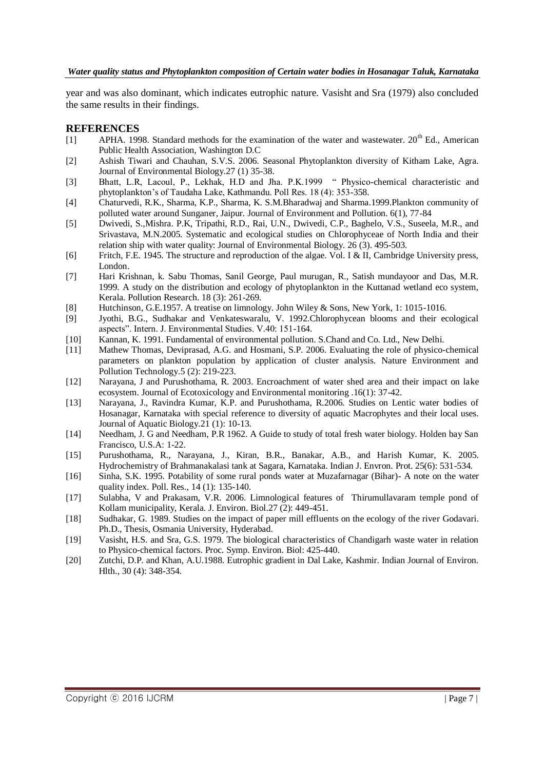year and was also dominant, which indicates eutrophic nature. Vasisht and Sra (1979) also concluded the same results in their findings.

## REFERENCES

[1] APHA. 1998. Standard methods for the examination of the water and wastewater. $20^{th}$ Ed., American Public Health Association, Washington D.C

[2] Ashish Tiwari and Chauhan, S.V.S. 2006. Seasonal Phytoplankton diversity of Kitham Lake, Agra. Journal of Environmental Biology.27 (1) 35-38.

[3] Bhatt, L.R, Lacoul, P., Lekhak, H.D and Jha. P.K.1999 " Physico-chemical characteristic and phytoplankton's of Taudaha Lake, Kathmandu. Poll Res. 18 (4): 353-358.

[4] Chaturvedi, R.K., Sharma, K.P., Sharma, K. S.M.Bharadwaj and Sharma.1999.Plankton community of polluted water around Sunganer, Jaipur. Journal of Environment and Pollution. 6(1), 77-84

[5] Dwivedi, S.,Mishra. P.K, Tripathi, R.D., Rai, U.N., Dwivedi, C.P., Baghelo, V.S., Suseela, M.R., and Srivastava, M.N.2005. Systematic and ecological studies on Chlorophyceae of North India and their relation ship with water quality: Journal of Environmental Biology. 26 (3). 495-503.

[6] Fritch, F.E. 1945. The structure and reproduction of the algae. Vol. I & II, Cambridge University press, London.

[7] Hari Krishnan, k. Sabu Thomas, Sanil George, Paul murugan, R., Satish mundayoor and Das, M.R. 1999. A study on the distribution and ecology of phytoplankton in the Kuttanad wetland eco system, Kerala. Pollution Research. 18 (3): 261-269.

[8] Hutchinson, G.E.1957. A treatise on limnology. John Wiley & Sons, New York, 1: 1015-1016.

[9] Jyothi, B.G., Sudhakar and Venkateswaralu, V. 1992.Chlorophycean blooms and their ecological aspects". Intern. J. Environmental Studies. V.40: 151-164.

[10] Kannan, K. 1991. Fundamental of environmental pollution. S.Chand and Co. Ltd., New Delhi.

[11] Mathew Thomas, Deviprasad, A.G. and Hosmani, S.P. 2006. Evaluating the role of physico-chemical parameters on plankton population by application of cluster analysis. Nature Environment and Pollution Technology.5 (2): 219-223.

[12] Narayana, J and Purushothama, R. 2003. Encroachment of water shed area and their impact on lake ecosystem. Journal of Ecotoxicology and Environmental monitoring .16(1): 37-42.

[13] Narayana, J., Ravindra Kumar, K.P. and Purushothama, R.2006. Studies on Lentic water bodies of Hosanagar, Karnataka with special reference to diversity of aquatic Macrophytes and their local uses. Journal of Aquatic Biology.21 (1): 10-13.

[14] Needham, J. G and Needham, P.R 1962. A Guide to study of total fresh water biology. Holden bay San Francisco, U.S.A: 1-22.

[15] Purushothama, R., Narayana, J., Kiran, B.R., Banakar, A.B., and Harish Kumar, K. 2005. Hydrochemistry of Brahmanakalasi tank at Sagara, Karnataka. Indian J. Envron. Prot. 25(6): 531-534.

[16] Sinha, S.K. 1995. Potability of some rural ponds water at Muzafarnagar (Bihar)- A note on the water quality index. Poll. Res., 14 (1): 135-140.

[17] Sulabha, V and Prakasam, V.R. 2006. Limnological features of Thirumullavaram temple pond of Kollam municipality, Kerala. J. Environ. Biol.27 (2): 449-451.

[18] Sudhakar, G. 1989. Studies on the impact of paper mill effluents on the ecology of the river Godavari. Ph.D., Thesis, Osmania University, Hyderabad.

[19] Vasisht, H.S. and Sra, G.S. 1979. The biological characteristics of Chandigarh waste water in relation to Physico-chemical factors. Proc. Symp. Environ. Biol: 425-440.

[20] Zutchi, D.P. and Khan, A.U.1988. Eutrophic gradient in Dal Lake, Kashmir. Indian Journal of Environ. Hlth., 30 (4): 348-354.